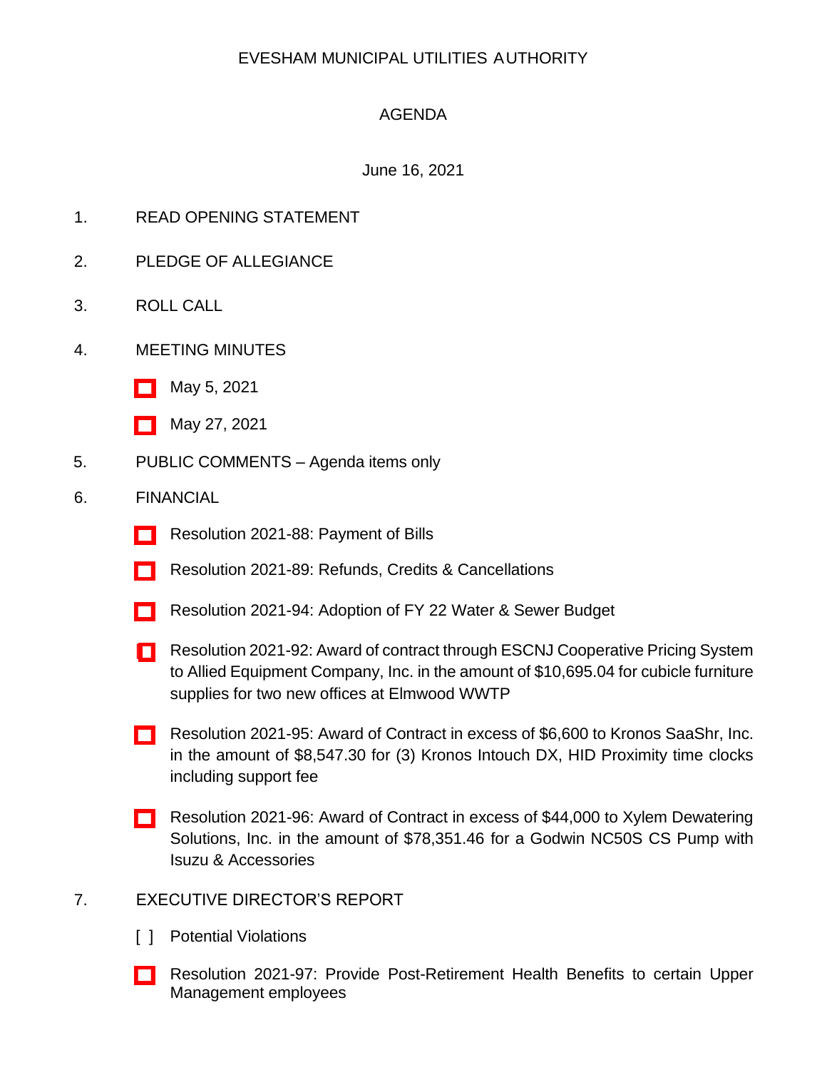EVESHAM MUNICIPAL UTILITIES AUTHORITY

AGENDA

June 16, 2021

1. READ OPENING STATEMENT

2. PLEDGE OF ALLEGIANCE

3. ROLL CALL

4. MEETING MINUTES

   [ ] May 5, 2021

   [ ] May 27, 2021

5. PUBLIC COMMENTS – Agenda items only

6. FINANCIAL

   [ ] Resolution 2021-88: Payment of Bills

   [ ] Resolution 2021-89: Refunds, Credits & Cancellations

   [ ] Resolution 2021-94: Adoption of FY 22 Water & Sewer Budget

   [ ] Resolution 2021-92: Award of contract through ESCNJ Cooperative Pricing System to Allied Equipment Company, Inc. in the amount of $10,695.04 for cubicle furniture supplies for two new offices at Elmwood WWTP

   [ ] Resolution 2021-95: Award of Contract in excess of $6,600 to Kronos SaaShr, Inc. in the amount of $8,547.30 for (3) Kronos Intouch DX, HID Proximity time clocks including support fee

   [ ] Resolution 2021-96: Award of Contract in excess of $44,000 to Xylem Dewatering Solutions, Inc. in the amount of $78,351.46 for a Godwin NC50S CS Pump with Isuzu & Accessories

7. EXECUTIVE DIRECTOR'S REPORT

   [ ] Potential Violations

   [ ] Resolution 2021-97: Provide Post-Retirement Health Benefits to certain Upper Management employees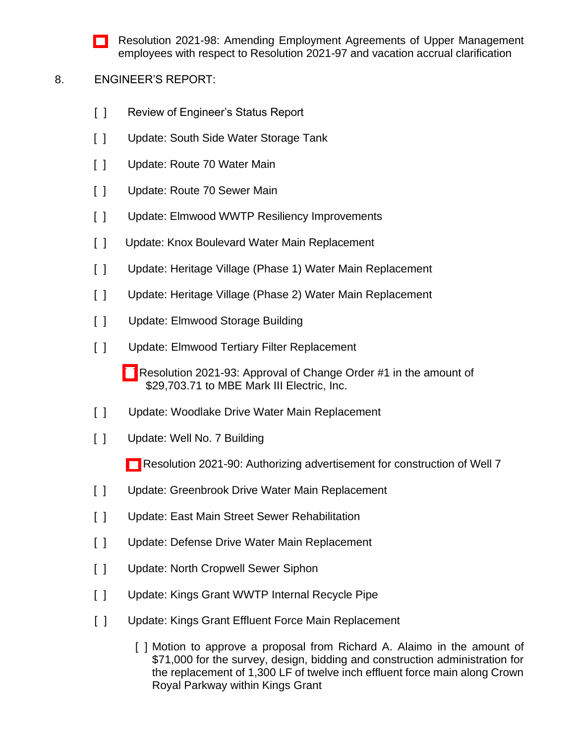[ ] Resolution 2021-98: Amending Employment Agreements of Upper Management employees with respect to Resolution 2021-97 and vacation accrual clarification

8. ENGINEER'S REPORT:

[ ] Review of Engineer's Status Report

[ ] Update: South Side Water Storage Tank

[ ] Update: Route 70 Water Main

[ ] Update: Route 70 Sewer Main

[ ] Update: Elmwood WWTP Resiliency Improvements

[ ] Update: Knox Boulevard Water Main Replacement

[ ] Update: Heritage Village (Phase 1) Water Main Replacement

[ ] Update: Heritage Village (Phase 2) Water Main Replacement

[ ] Update: Elmwood Storage Building

[ ] Update: Elmwood Tertiary Filter Replacement

[ ] Resolution 2021-93: Approval of Change Order #1 in the amount of $29,703.71 to MBE Mark III Electric, Inc.

[ ] Update: Woodlake Drive Water Main Replacement

[ ] Update: Well No. 7 Building

[ ] Resolution 2021-90: Authorizing advertisement for construction of Well 7

[ ] Update: Greenbrook Drive Water Main Replacement

[ ] Update: East Main Street Sewer Rehabilitation

[ ] Update: Defense Drive Water Main Replacement

[ ] Update: North Cropwell Sewer Siphon

[ ] Update: Kings Grant WWTP Internal Recycle Pipe

[ ] Update: Kings Grant Effluent Force Main Replacement

[ ] Motion to approve a proposal from Richard A. Alaimo in the amount of $71,000 for the survey, design, bidding and construction administration for the replacement of 1,300 LF of twelve inch effluent force main along Crown Royal Parkway within Kings Grant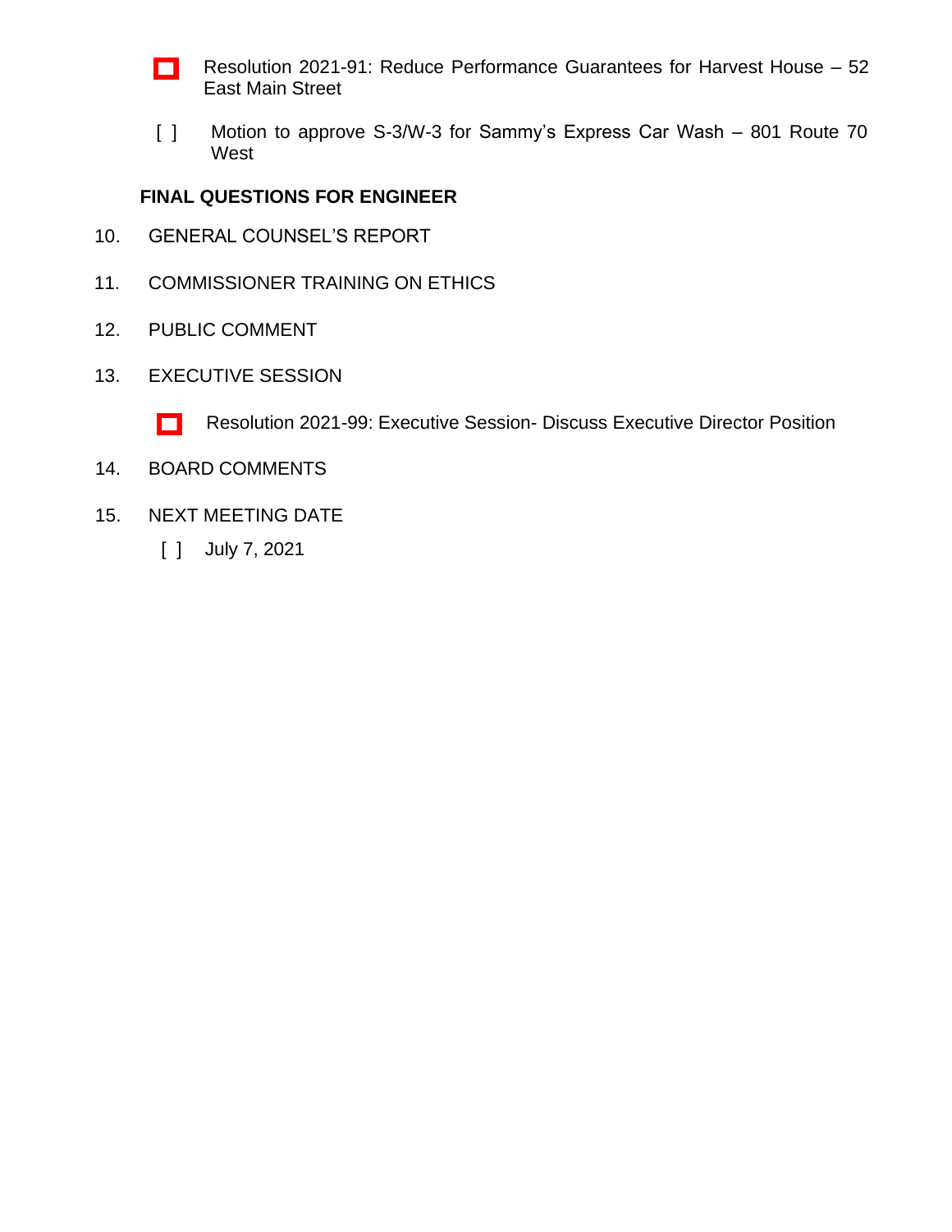- [■] Resolution 2021-91: Reduce Performance Guarantees for Harvest House – 52 East Main Street
- [ ] Motion to approve S-3/W-3 for Sammy's Express Car Wash – 801 Route 70 West

**FINAL QUESTIONS FOR ENGINEER**

10. GENERAL COUNSEL'S REPORT

11. COMMISSIONER TRAINING ON ETHICS

12. PUBLIC COMMENT

13. EXECUTIVE SESSION

    - [■] Resolution 2021-99: Executive Session- Discuss Executive Director Position

14. BOARD COMMENTS

15. NEXT MEETING DATE

    - [ ] July 7, 2021